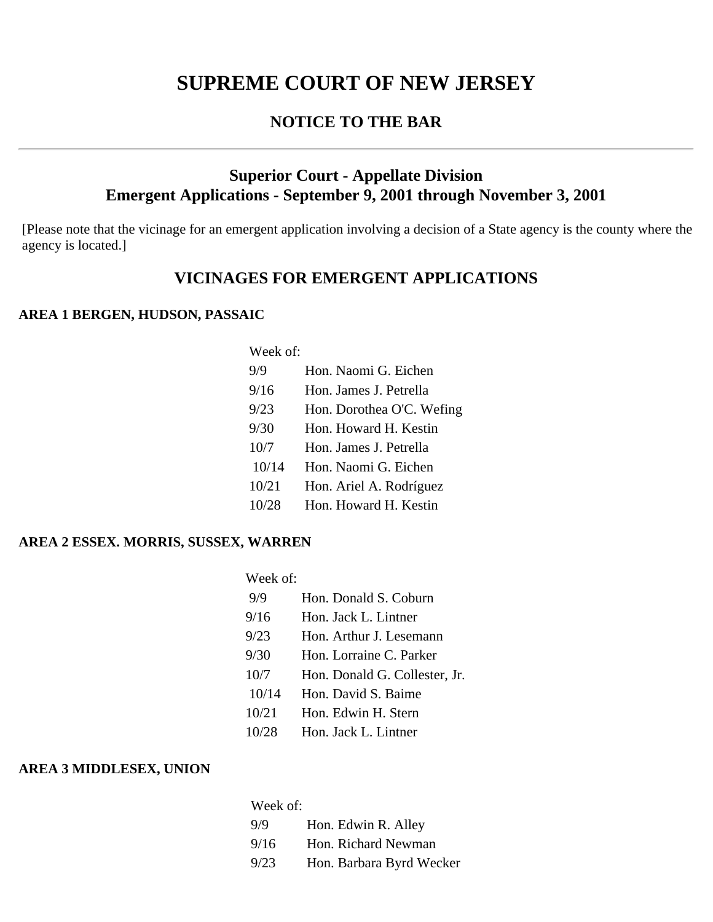# SUPREME COURT OF NEW JERSEY

## NOTICE TO THE BAR

---

### Superior Court - Appellate Division
### Emergent Applications - September 9, 2001 through November 3, 2001

[Please note that the vicinage for an emergent application involving a decision of a State agency is the county where the agency is located.]

## VICINAGES FOR EMERGENT APPLICATIONS

**AREA 1 BERGEN, HUDSON, PASSAIC**

| Week of: | |
|---|---|
| 9/9 | Hon. Naomi G. Eichen |
| 9/16 | Hon. James J. Petrella |
| 9/23 | Hon. Dorothea O'C. Wefing |
| 9/30 | Hon. Howard H. Kestin |
| 10/7 | Hon. James J. Petrella |
| 10/14 | Hon. Naomi G. Eichen |
| 10/21 | Hon. Ariel A. Rodríguez |
| 10/28 | Hon. Howard H. Kestin |

**AREA 2 ESSEX. MORRIS, SUSSEX, WARREN**

| Week of: | |
|---|---|
| 9/9 | Hon. Donald S. Coburn |
| 9/16 | Hon. Jack L. Lintner |
| 9/23 | Hon. Arthur J. Lesemann |
| 9/30 | Hon. Lorraine C. Parker |
| 10/7 | Hon. Donald G. Collester, Jr. |
| 10/14 | Hon. David S. Baime |
| 10/21 | Hon. Edwin H. Stern |
| 10/28 | Hon. Jack L. Lintner |

**AREA 3 MIDDLESEX, UNION**

| Week of: | |
|---|---|
| 9/9 | Hon. Edwin R. Alley |
| 9/16 | Hon. Richard Newman |
| 9/23 | Hon. Barbara Byrd Wecker |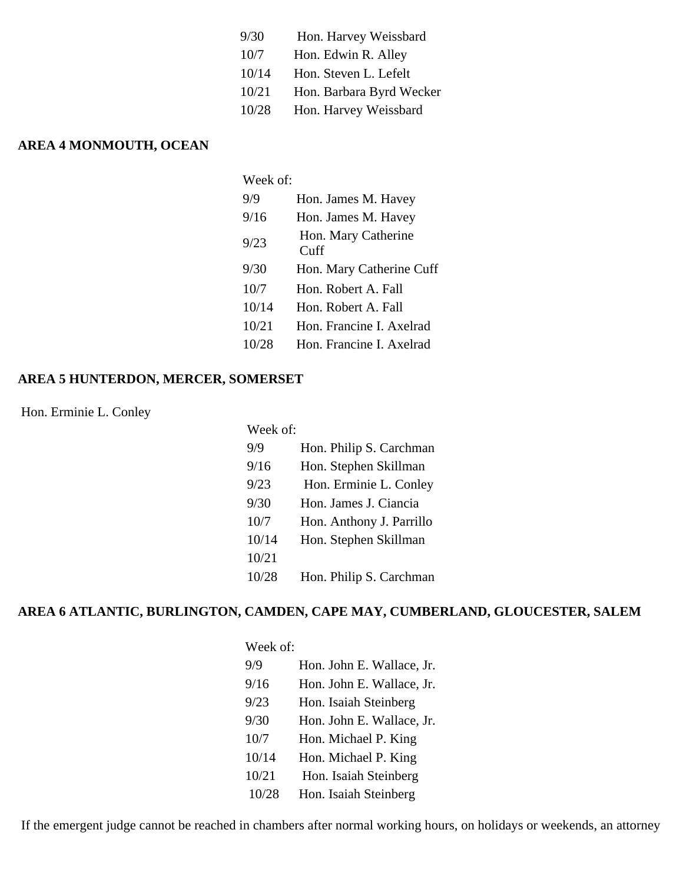| | |
|---|---|
| 9/30 | Hon. Harvey Weissbard |
| 10/7 | Hon. Edwin R. Alley |
| 10/14 | Hon. Steven L. Lefelt |
| 10/21 | Hon. Barbara Byrd Wecker |
| 10/28 | Hon. Harvey Weissbard |

**AREA 4 MONMOUTH, OCEAN**

| Week of: | |
|---|---|
| 9/9 | Hon. James M. Havey |
| 9/16 | Hon. James M. Havey |
| 9/23 | Hon. Mary Catherine Cuff |
| 9/30 | Hon. Mary Catherine Cuff |
| 10/7 | Hon. Robert A. Fall |
| 10/14 | Hon. Robert A. Fall |
| 10/21 | Hon. Francine I. Axelrad |
| 10/28 | Hon. Francine I. Axelrad |

**AREA 5 HUNTERDON, MERCER, SOMERSET**

Hon. Erminie L. Conley

| Week of: | |
|---|---|
| 9/9 | Hon. Philip S. Carchman |
| 9/16 | Hon. Stephen Skillman |
| 9/23 | Hon. Erminie L. Conley |
| 9/30 | Hon. James J. Ciancia |
| 10/7 | Hon. Anthony J. Parrillo |
| 10/14 | Hon. Stephen Skillman |
| 10/21 | |
| 10/28 | Hon. Philip S. Carchman |

**AREA 6 ATLANTIC, BURLINGTON, CAMDEN, CAPE MAY, CUMBERLAND, GLOUCESTER, SALEM**

| Week of: | |
|---|---|
| 9/9 | Hon. John E. Wallace, Jr. |
| 9/16 | Hon. John E. Wallace, Jr. |
| 9/23 | Hon. Isaiah Steinberg |
| 9/30 | Hon. John E. Wallace, Jr. |
| 10/7 | Hon. Michael P. King |
| 10/14 | Hon. Michael P. King |
| 10/21 | Hon. Isaiah Steinberg |
| 10/28 | Hon. Isaiah Steinberg |

If the emergent judge cannot be reached in chambers after normal working hours, on holidays or weekends, an attorney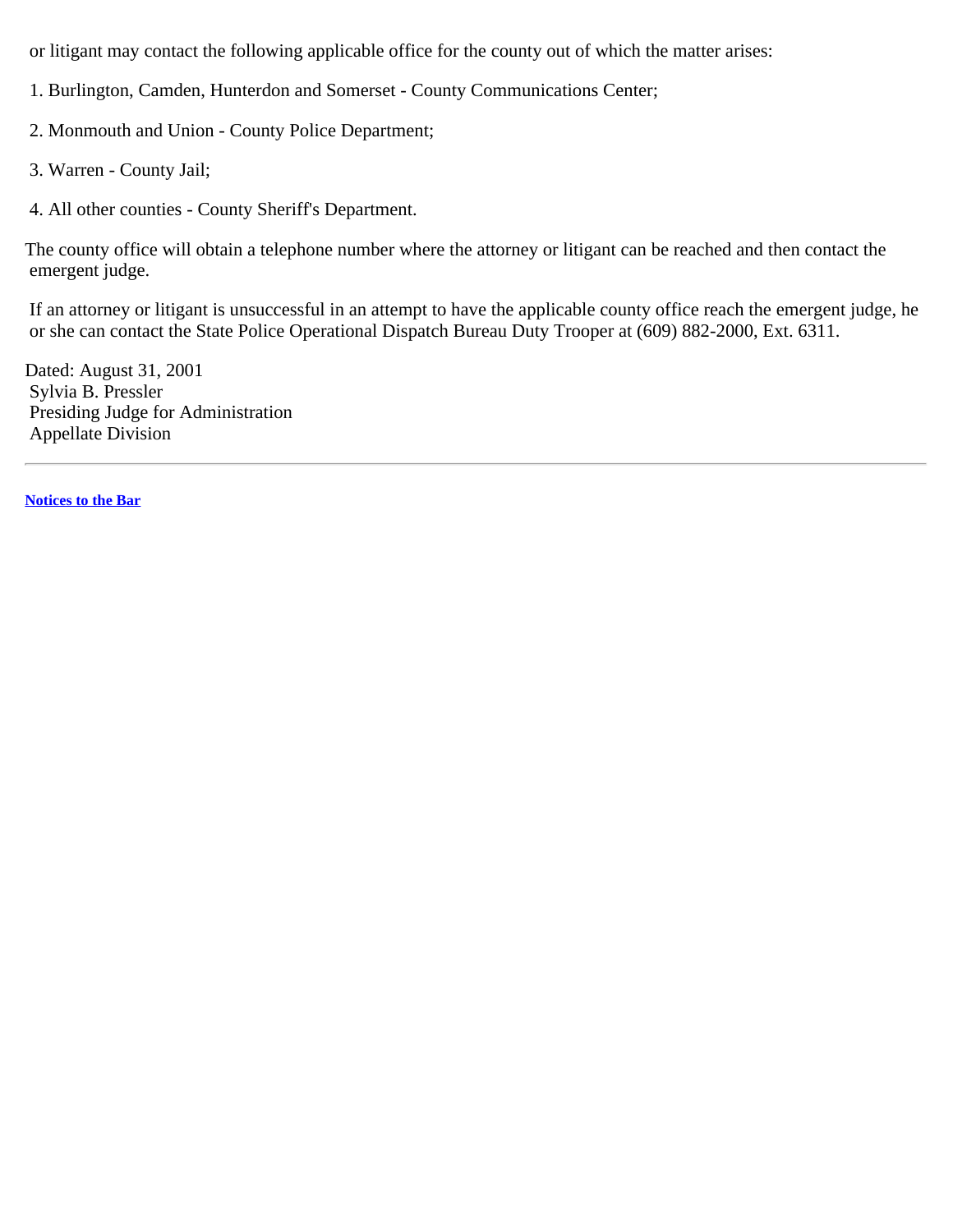or litigant may contact the following applicable office for the county out of which the matter arises:

1. Burlington, Camden, Hunterdon and Somerset - County Communications Center;

2. Monmouth and Union - County Police Department;

3. Warren - County Jail;

4. All other counties - County Sheriff's Department.

The county office will obtain a telephone number where the attorney or litigant can be reached and then contact the emergent judge.

If an attorney or litigant is unsuccessful in an attempt to have the applicable county office reach the emergent judge, he or she can contact the State Police Operational Dispatch Bureau Duty Trooper at (609) 882-2000, Ext. 6311.

Dated: August 31, 2001
Sylvia B. Pressler
Presiding Judge for Administration
Appellate Division

---

**Notices to the Bar**